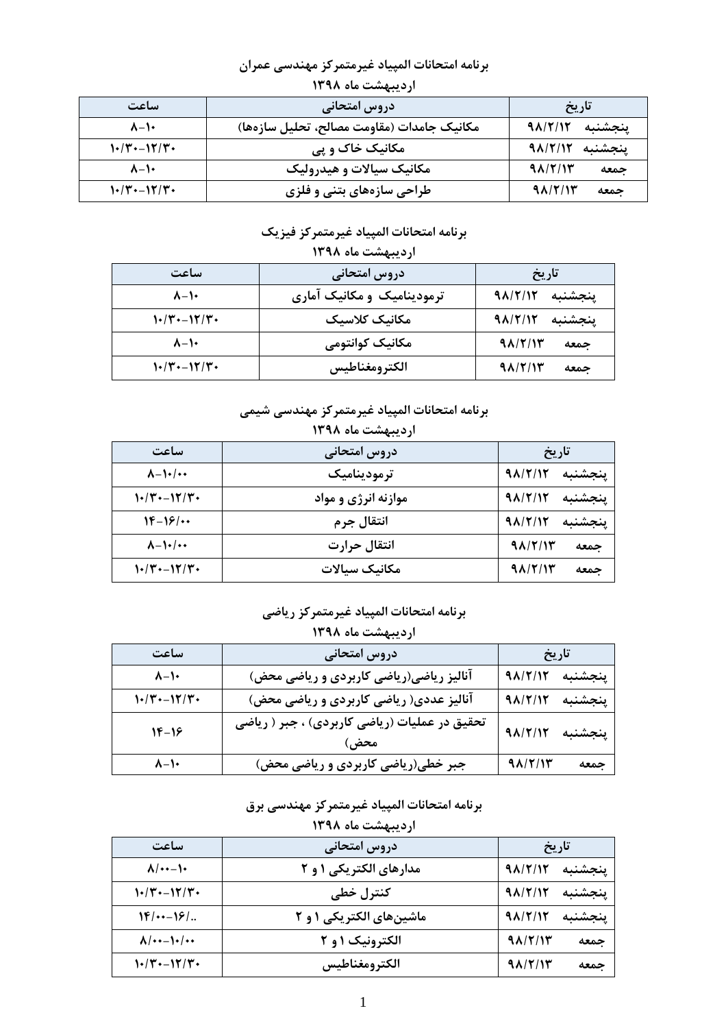**برنامه امتحانات المپیاد غیرمتمرکز مهندسی عمران**

**اردیبهشت ماه ۱۳۹۸**

| تاریخ | دروس امتحانی | ساعت |
|---|---|---|
| پنجشنبه ۹۸/۲/۱۲ | مکانیک جامدات (مقاومت مصالح، تحلیل سازه‌ها) | ۱۰-۸ |
| پنجشنبه ۹۸/۲/۱۲ | مکانیک خاک و پی | ۱۲/۳۰-۱۰/۳۰ |
| جمعه ۹۸/۲/۱۳ | مکانیک سیالات و هیدرولیک | ۱۰-۸ |
| جمعه ۹۸/۲/۱۳ | طراحی سازه‌های بتنی و فلزی | ۱۲/۳۰-۱۰/۳۰ |

**برنامه امتحانات المپیاد غیرمتمرکز فیزیک**

**اردیبهشت ماه ۱۳۹۸**

| تاریخ | دروس امتحانی | ساعت |
|---|---|---|
| پنجشنبه ۹۸/۲/۱۲ | ترمودینامیک و مکانیک آماری | ۱۰-۸ |
| پنجشنبه ۹۸/۲/۱۲ | مکانیک کلاسیک | ۱۲/۳۰-۱۰/۳۰ |
| جمعه ۹۸/۲/۱۳ | مکانیک کوانتومی | ۱۰-۸ |
| جمعه ۹۸/۲/۱۳ | الکترومغناطیس | ۱۲/۳۰-۱۰/۳۰ |

**برنامه امتحانات المپیاد غیرمتمرکز مهندسی شیمی**

**اردیبهشت ماه ۱۳۹۸**

| تاریخ | دروس امتحانی | ساعت |
|---|---|---|
| پنجشنبه ۹۸/۲/۱۲ | ترمودینامیک | ۱۰/۰۰-۸ |
| پنجشنبه ۹۸/۲/۱۲ | موازنه انرژی و مواد | ۱۲/۳۰-۱۰/۳۰ |
| پنجشنبه ۹۸/۲/۱۲ | انتقال جرم | ۱۶/۰۰-۱۴ |
| جمعه ۹۸/۲/۱۳ | انتقال حرارت | ۱۰/۰۰-۸ |
| جمعه ۹۸/۲/۱۳ | مکانیک سیالات | ۱۲/۳۰-۱۰/۳۰ |

**برنامه امتحانات المپیاد غیرمتمرکز ریاضی**

**اردیبهشت ماه ۱۳۹۸**

| تاریخ | دروس امتحانی | ساعت |
|---|---|---|
| پنجشنبه ۹۸/۲/۱۲ | آنالیز ریاضی(ریاضی کاربردی و ریاضی محض) | ۱۰-۸ |
| پنجشنبه ۹۸/۲/۱۲ | آنالیز عددی( ریاضی کاربردی و ریاضی محض) | ۱۲/۳۰-۱۰/۳۰ |
| پنجشنبه ۹۸/۲/۱۲ | تحقیق در عملیات (ریاضی کاربردی) ، جبر ( ریاضی محض) | ۱۶-۱۴ |
| جمعه ۹۸/۲/۱۳ | جبر خطی(ریاضی کاربردی و ریاضی محض) | ۱۰-۸ |

**برنامه امتحانات المپیاد غیرمتمرکز مهندسی برق**

**اردیبهشت ماه ۱۳۹۸**

| تاریخ | دروس امتحانی | ساعت |
|---|---|---|
| پنجشنبه ۹۸/۲/۱۲ | مدارهای الکتریکی ۱ و ۲ | ۱۰-۸/۰۰ |
| پنجشنبه ۹۸/۲/۱۲ | کنترل خطی | ۱۲/۳۰-۱۰/۳۰ |
| پنجشنبه ۹۸/۲/۱۲ | ماشین‌های الکتریکی ۱ و ۲ | ۱۶/..-۱۴/۰۰ |
| جمعه ۹۸/۲/۱۳ | الکترونیک ۱ و ۲ | ۱۰/۰۰-۸/۰۰ |
| جمعه ۹۸/۲/۱۳ | الکترومغناطیس | ۱۲/۳۰-۱۰/۳۰ |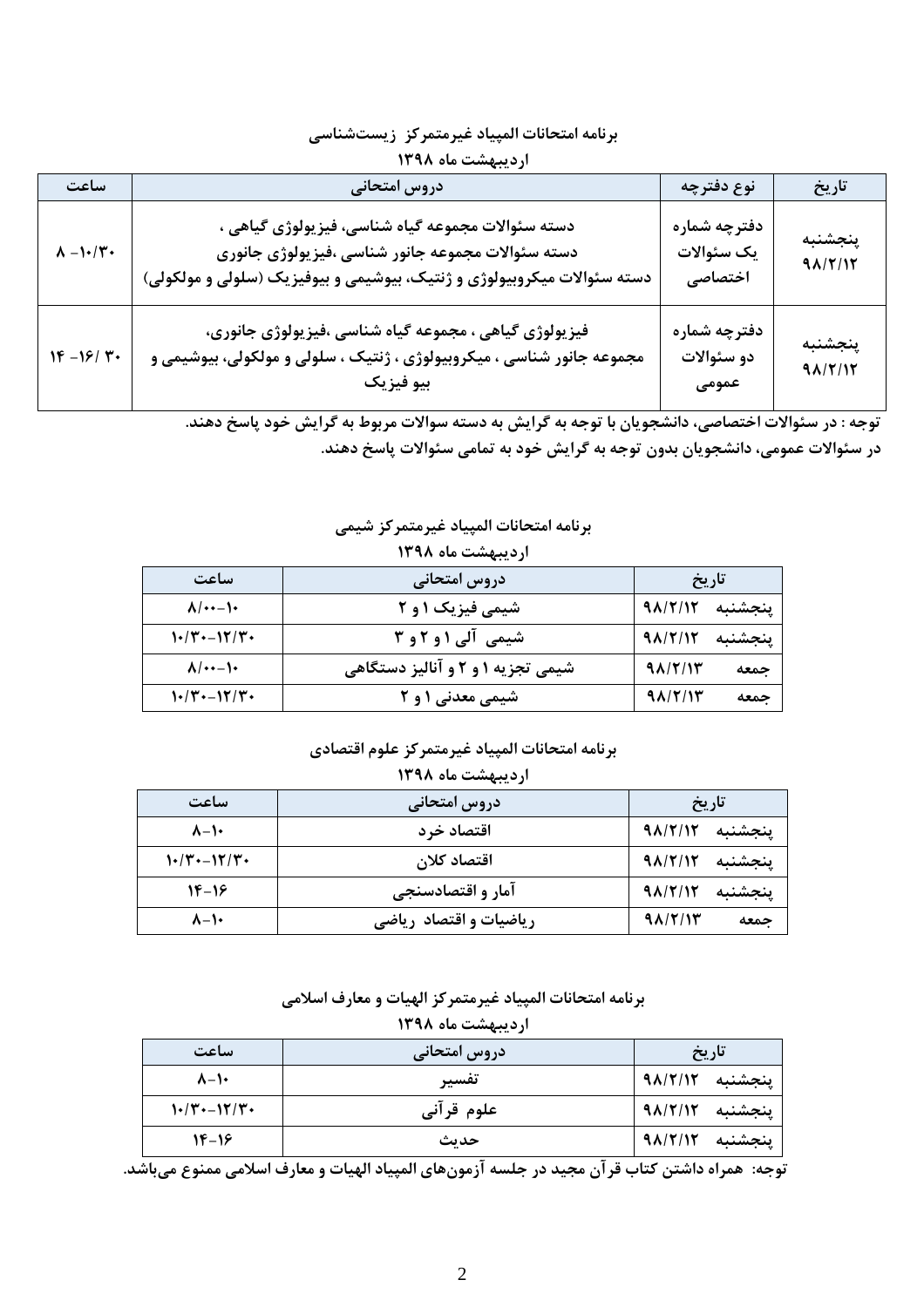**برنامه امتحانات المپیاد غیرمتمرکز زیست‌شناسی**

**اردیبهشت ماه ۱۳۹۸**

| تاریخ | نوع دفترچه | دروس امتحانی | ساعت |
|---|---|---|---|
| پنجشنبه ۹۸/۲/۱۲ | دفترچه شماره یک سئوالات اختصاصی | دسته سئوالات مجموعه گیاه شناسی، فیزیولوژی گیاهی ، دسته سئوالات مجموعه جانور شناسی ،فیزیولوژی جانوری دسته سئوالات میکروبیولوژی و ژنتیک، بیوشیمی و بیوفیزیک (سلولی و مولکولی) | ۸ -۱۰/۳۰ |
| پنجشنبه ۹۸/۲/۱۲ | دفترچه شماره دو سئوالات عمومی | فیزیولوژی گیاهی ، مجموعه گیاه شناسی ،فیزیولوژی جانوری، مجموعه جانور شناسی ، میکروبیولوژی ، ژنتیک ، سلولی و مولکولی، بیوشیمی و بیو فیزیک | ۱۴ -۱۶/ ۳۰ |

**توجه : در سئوالات اختصاصی، دانشجویان با توجه به گرایش به دسته سوالات مربوط به گرایش خود پاسخ دهند.**

**در سئوالات عمومی، دانشجویان بدون توجه به گرایش خود به تمامی سئوالات پاسخ دهند.**

**برنامه امتحانات المپیاد غیرمتمرکز شیمی**

**اردیبهشت ماه ۱۳۹۸**

| تاریخ | دروس امتحانی | ساعت |
|---|---|---|
| پنجشنبه ۹۸/۲/۱۲ | شیمی فیزیک ۱ و ۲ | ۱۰-۸/۰۰ |
| پنجشنبه ۹۸/۲/۱۲ | شیمی آلی ۱ و ۲ و ۳ | ۱۰/۳۰-۱۲/۳۰ |
| جمعه ۹۸/۲/۱۳ | شیمی تجزیه ۱ و ۲ و آنالیز دستگاهی | ۱۰-۸/۰۰ |
| جمعه ۹۸/۲/۱۳ | شیمی معدنی ۱ و ۲ | ۱۰/۳۰-۱۲/۳۰ |

**برنامه امتحانات المپیاد غیرمتمرکز علوم اقتصادی**

**اردیبهشت ماه ۱۳۹۸**

| تاریخ | دروس امتحانی | ساعت |
|---|---|---|
| پنجشنبه ۹۸/۲/۱۲ | اقتصاد خرد | ۱۰-۸ |
| پنجشنبه ۹۸/۲/۱۲ | اقتصاد کلان | ۱۰/۳۰-۱۲/۳۰ |
| پنجشنبه ۹۸/۲/۱۲ | آمار و اقتصادسنجی | ۱۶-۱۴ |
| جمعه ۹۸/۲/۱۳ | ریاضیات و اقتصاد ریاضی | ۱۰-۸ |

**برنامه امتحانات المپیاد غیرمتمرکز الهیات و معارف اسلامی**

**اردیبهشت ماه ۱۳۹۸**

| تاریخ | دروس امتحانی | ساعت |
|---|---|---|
| پنجشنبه ۹۸/۲/۱۲ | تفسیر | ۱۰-۸ |
| پنجشنبه ۹۸/۲/۱۲ | علوم قرآنی | ۱۰/۳۰-۱۲/۳۰ |
| پنجشنبه ۹۸/۲/۱۲ | حدیث | ۱۶-۱۴ |

**توجه: همراه داشتن کتاب قرآن مجید در جلسه آزمون‌های المپیاد الهیات و معارف اسلامی ممنوع می‌باشد.**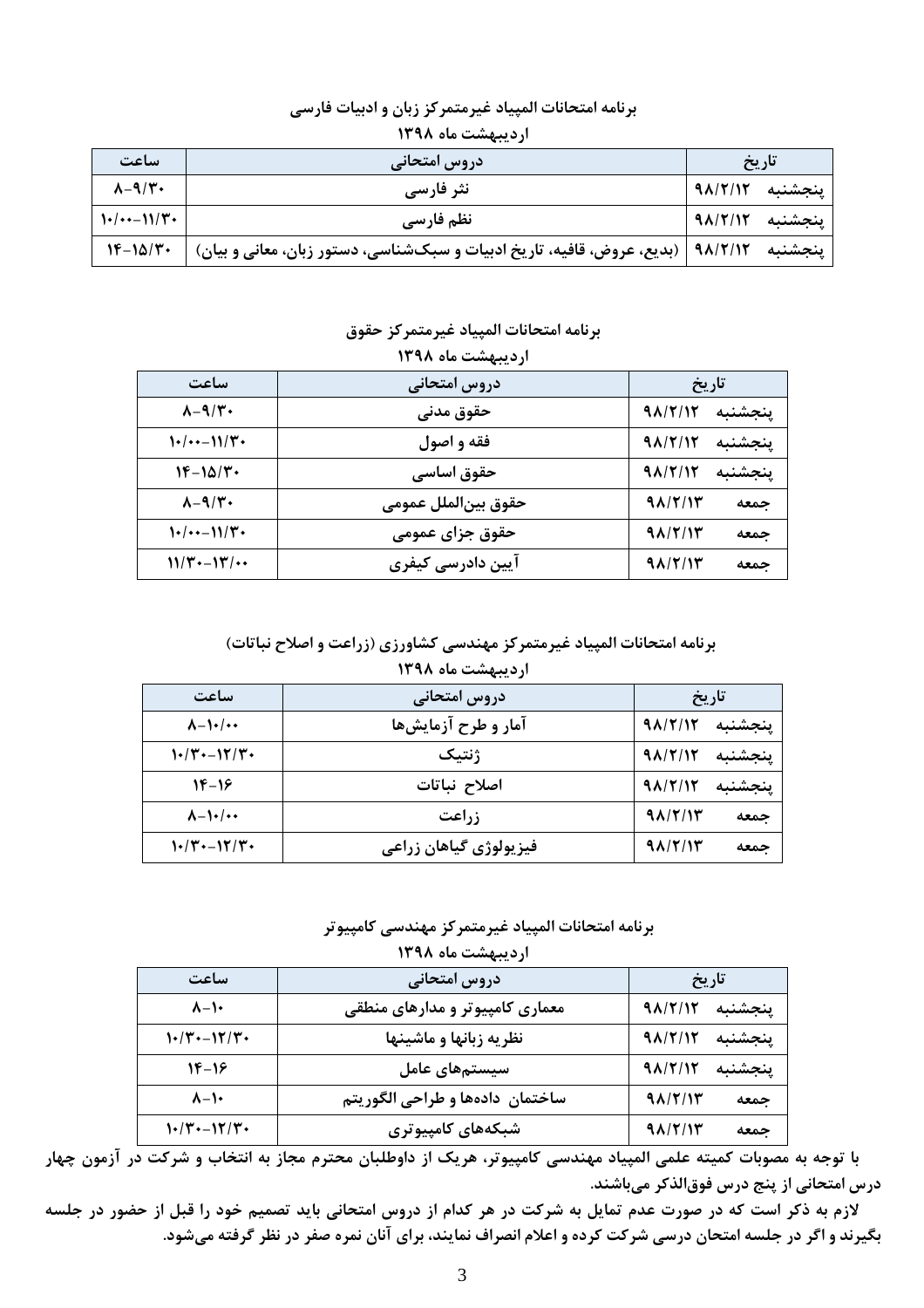**برنامه امتحانات المپیاد غیرمتمرکز زبان و ادبیات فارسی**

**اردیبهشت ماه ۱۳۹۸**

| تاریخ | دروس امتحانی | ساعت |
|---|---|---|
| پنجشنبه ۹۸/۲/۱۲ | نثر فارسی | ۸-۹/۳۰ |
| پنجشنبه ۹۸/۲/۱۲ | نظم فارسی | ۱۰/۰۰-۱۱/۳۰ |
| پنجشنبه ۹۸/۲/۱۲ | (بدیع، عروض، قافیه، تاریخ ادبیات و سبک‌شناسی، دستور زبان، معانی و بیان) | ۱۴-۱۵/۳۰ |

**برنامه امتحانات المپیاد غیرمتمرکز حقوق**

**اردیبهشت ماه ۱۳۹۸**

| تاریخ | دروس امتحانی | ساعت |
|---|---|---|
| پنجشنبه ۹۸/۲/۱۲ | حقوق مدنی | ۸-۹/۳۰ |
| پنجشنبه ۹۸/۲/۱۲ | فقه و اصول | ۱۰/۰۰-۱۱/۳۰ |
| پنجشنبه ۹۸/۲/۱۲ | حقوق اساسی | ۱۴-۱۵/۳۰ |
| جمعه ۹۸/۲/۱۳ | حقوق بین‌الملل عمومی | ۸-۹/۳۰ |
| جمعه ۹۸/۲/۱۳ | حقوق جزای عمومی | ۱۰/۰۰-۱۱/۳۰ |
| جمعه ۹۸/۲/۱۳ | آیین دادرسی کیفری | ۱۱/۳۰-۱۳/۰۰ |

**برنامه امتحانات المپیاد غیرمتمرکز مهندسی کشاورزی (زراعت و اصلاح نباتات)**

**اردیبهشت ماه ۱۳۹۸**

| تاریخ | دروس امتحانی | ساعت |
|---|---|---|
| پنجشنبه ۹۸/۲/۱۲ | آمار و طرح آزمایش‌ها | ۸-۱۰/۰۰ |
| پنجشنبه ۹۸/۲/۱۲ | ژنتیک | ۱۰/۳۰-۱۲/۳۰ |
| پنجشنبه ۹۸/۲/۱۲ | اصلاح نباتات | ۱۴-۱۶ |
| جمعه ۹۸/۲/۱۳ | زراعت | ۸-۱۰/۰۰ |
| جمعه ۹۸/۲/۱۳ | فیزیولوژی گیاهان زراعی | ۱۰/۳۰-۱۲/۳۰ |

**برنامه امتحانات المپیاد غیرمتمرکز مهندسی کامپیوتر**

**اردیبهشت ماه ۱۳۹۸**

| تاریخ | دروس امتحانی | ساعت |
|---|---|---|
| پنجشنبه ۹۸/۲/۱۲ | معماری کامپیوتر و مدارهای منطقی | ۸-۱۰ |
| پنجشنبه ۹۸/۲/۱۲ | نظریه زبانها و ماشینها | ۱۰/۳۰-۱۲/۳۰ |
| پنجشنبه ۹۸/۲/۱۲ | سیستم‌های عامل | ۱۴-۱۶ |
| جمعه ۹۸/۲/۱۳ | ساختمان داده‌ها و طراحی الگوریتم | ۸-۱۰ |
| جمعه ۹۸/۲/۱۳ | شبکه‌های کامپیوتری | ۱۰/۳۰-۱۲/۳۰ |

**با توجه به مصوبات کمیته علمی المپیاد مهندسی کامپیوتر، هریک از داوطلبان محترم مجاز به انتخاب و شرکت در آزمون چهار درس امتحانی از پنج درس فوق‌الذکر می‌باشند.**

**لازم به ذکر است که در صورت عدم تمایل به شرکت در هر کدام از دروس امتحانی باید تصمیم خود را قبل از حضور در جلسه بگیرند و اگر در جلسه امتحان درسی شرکت کرده و اعلام انصراف نمایند، برای آنان نمره صفر در نظر گرفته می‌شود.**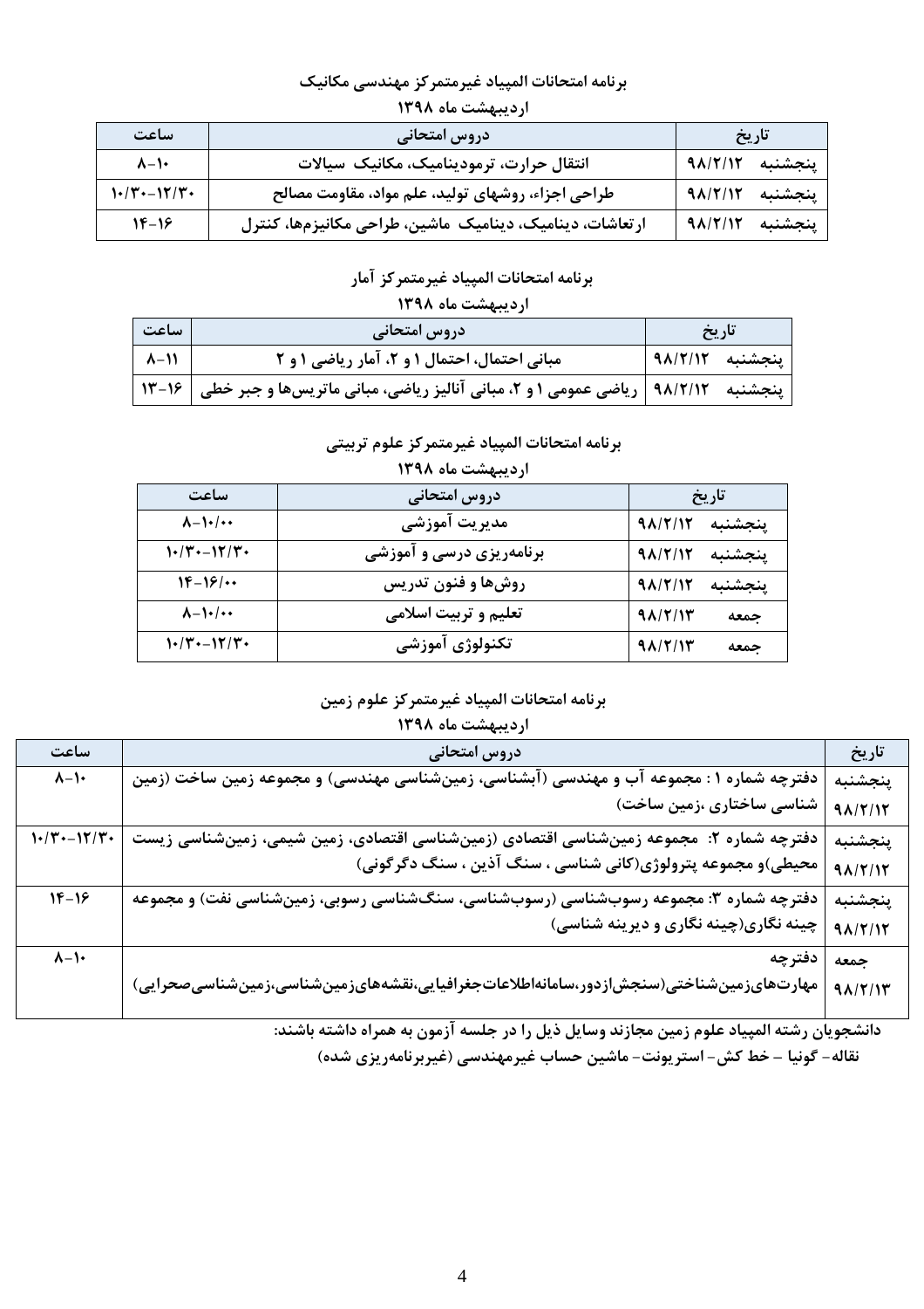**برنامه امتحانات المپیاد غیرمتمرکز مهندسی مکانیک**

**اردیبهشت ماه ۱۳۹۸**

| تاریخ | دروس امتحانی | ساعت |
|---|---|---|
| پنجشنبه ۹۸/۲/۱۲ | انتقال حرارت، ترمودینامیک، مکانیک سیالات | ۱۰-۸ |
| پنجشنبه ۹۸/۲/۱۲ | طراحی اجزاء، روشهای تولید، علم مواد، مقاومت مصالح | ۱۲/۳۰-۱۰/۳۰ |
| پنجشنبه ۹۸/۲/۱۲ | ارتعاشات، دینامیک، دینامیک ماشین، طراحی مکانیزم‌ها، کنترل | ۱۶-۱۴ |

**برنامه امتحانات المپیاد غیرمتمرکز آمار**

**اردیبهشت ماه ۱۳۹۸**

| تاریخ | دروس امتحانی | ساعت |
|---|---|---|
| پنجشنبه ۹۸/۲/۱۲ | مبانی احتمال، احتمال ۱ و ۲، آمار ریاضی ۱ و ۲ | ۱۱-۸ |
| پنجشنبه ۹۸/۲/۱۲ | ریاضی عمومی ۱ و ۲، مبانی آنالیز ریاضی، مبانی ماتریس‌ها و جبر خطی | ۱۶-۱۳ |

**برنامه امتحانات المپیاد غیرمتمرکز علوم تربیتی**

**اردیبهشت ماه ۱۳۹۸**

| تاریخ | دروس امتحانی | ساعت |
|---|---|---|
| پنجشنبه ۹۸/۲/۱۲ | مدیریت آموزشی | ۱۰/۰۰-۸ |
| پنجشنبه ۹۸/۲/۱۲ | برنامه‌ریزی درسی و آموزشی | ۱۲/۳۰-۱۰/۳۰ |
| پنجشنبه ۹۸/۲/۱۲ | روش‌ها و فنون تدریس | ۱۶/۰۰-۱۴ |
| جمعه ۹۸/۲/۱۳ | تعلیم و تربیت اسلامی | ۱۰/۰۰-۸ |
| جمعه ۹۸/۲/۱۳ | تکنولوژی آموزشی | ۱۲/۳۰-۱۰/۳۰ |

**برنامه امتحانات المپیاد غیرمتمرکز علوم زمین**

**اردیبهشت ماه ۱۳۹۸**

| تاریخ | دروس امتحانی | ساعت |
|---|---|---|
| پنجشنبه ۹۸/۲/۱۲ | دفترچه شماره ۱ : مجموعه آب و مهندسی (آبشناسی، زمین‌شناسی مهندسی) و مجموعه زمین ساخت (زمین شناسی ساختاری ،زمین ساخت) | ۱۰-۸ |
| پنجشنبه ۹۸/۲/۱۲ | دفترچه شماره ۲: مجموعه زمین‌شناسی اقتصادی (زمین‌شناسی اقتصادی، زمین شیمی، زمین‌شناسی زیست محیطی)و مجموعه پترولوژی(کانی شناسی ، سنگ آذین ، سنگ دگرگونی) | ۱۲/۳۰-۱۰/۳۰ |
| پنجشنبه ۹۸/۲/۱۲ | دفترچه شماره ۳: مجموعه رسوب‌شناسی (رسوب‌شناسی، سنگ‌شناسی رسوبی، زمین‌شناسی نفت) و مجموعه چینه نگاری(چینه نگاری و دیرینه شناسی) | ۱۶-۱۴ |
| جمعه ۹۸/۲/۱۳ | دفترچه مهارت‌های‌زمین‌شناختی(سنجش‌ازدور،سامانه‌اطلاعات‌جغرافیایی،نقشه‌های‌زمین‌شناسی،زمین‌شناسی‌صحرایی) | ۱۰-۸ |

**دانشجویان رشته المپیاد علوم زمین مجازند وسایل ذیل را در جلسه آزمون به همراه داشته باشند:**

**نقاله- گونیا - خط کش- استریونت- ماشین حساب غیرمهندسی (غیربرنامه‌ریزی شده)**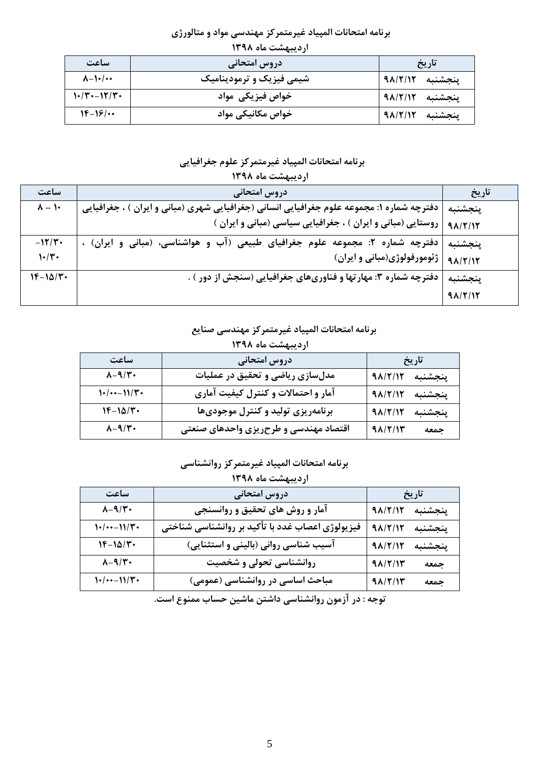**برنامه امتحانات المپیاد غیرمتمرکز مهندسی مواد و متالورژی**

**اردیبهشت ماه ۱۳۹۸**

| تاریخ | دروس امتحانی | ساعت |
|---|---|---|
| پنجشنبه ۹۸/۲/۱۲ | شیمی فیزیک و ترمودینامیک | ۸-۱۰/۰۰ |
| پنجشنبه ۹۸/۲/۱۲ | خواص فیزیکی مواد | ۱۰/۳۰-۱۲/۳۰ |
| پنجشنبه ۹۸/۲/۱۲ | خواص مکانیکی مواد | ۱۴-۱۶/۰۰ |

**برنامه امتحانات المپیاد غیرمتمرکز علوم جغرافیایی**

**اردیبهشت ماه ۱۳۹۸**

| تاریخ | دروس امتحانی | ساعت |
|---|---|---|
| پنجشنبه ۹۸/۲/۱۲ | دفترچه شماره ۱: مجموعه علوم جغرافیایی انسانی (جغرافیایی شهری (مبانی و ایران ) ، جغرافیایی روستایی (مبانی و ایران ) ، جغرافیایی سیاسی (مبانی و ایران ) | ۱۰ – ۸ |
| پنجشنبه ۹۸/۲/۱۲ | دفترچه شماره ۲: مجموعه علوم جغرافیای طبیعی (آب و هواشناسی، (مبانی و ایران) ، ژئومورفولوژی(مبانی و ایران) | ۱۲/۳۰- ۱۰/۳۰ |
| پنجشنبه ۹۸/۲/۱۲ | دفترچه شماره ۳: مهارتها و فناوری‌های جغرافیایی (سنجش از دور ) . | ۱۴-۱۵/۳۰ |

**برنامه امتحانات المپیاد غیرمتمرکز مهندسی صنایع**

**اردیبهشت ماه ۱۳۹۸**

| تاریخ | دروس امتحانی | ساعت |
|---|---|---|
| پنجشنبه ۹۸/۲/۱۲ | مدل‌سازی ریاضی و تحقیق در عملیات | ۸-۹/۳۰ |
| پنجشنبه ۹۸/۲/۱۲ | آمار و احتمالات و کنترل کیفیت آماری | ۱۰/۰۰-۱۱/۳۰ |
| پنجشنبه ۹۸/۲/۱۲ | برنامه‌ریزی تولید و کنترل موجودی‌ها | ۱۴-۱۵/۳۰ |
| جمعه ۹۸/۲/۱۳ | اقتصاد مهندسی و طرح‌ریزی واحدهای صنعتی | ۸-۹/۳۰ |

**برنامه امتحانات المپیاد غیرمتمرکز روانشناسی**

**اردیبهشت ماه ۱۳۹۸**

| تاریخ | دروس امتحانی | ساعت |
|---|---|---|
| پنجشنبه ۹۸/۲/۱۲ | آمار و روش های تحقیق و روانسنجی | ۸-۹/۳۰ |
| پنجشنبه ۹۸/۲/۱۲ | فیزیولوژی اعصاب غدد با تأکید بر روانشناسی شناختی | ۱۰/۰۰-۱۱/۳۰ |
| پنجشنبه ۹۸/۲/۱۲ | آسیب شناسی روانی (بالینی و استثنایی) | ۱۴-۱۵/۳۰ |
| جمعه ۹۸/۲/۱۳ | روانشناسی تحولی و شخصیت | ۸-۹/۳۰ |
| جمعه ۹۸/۲/۱۳ | مباحث اساسی در روانشناسی (عمومی) | ۱۰/۰۰-۱۱/۳۰ |

**توجه : در آزمون روانشناسی داشتن ماشین حساب ممنوع است.**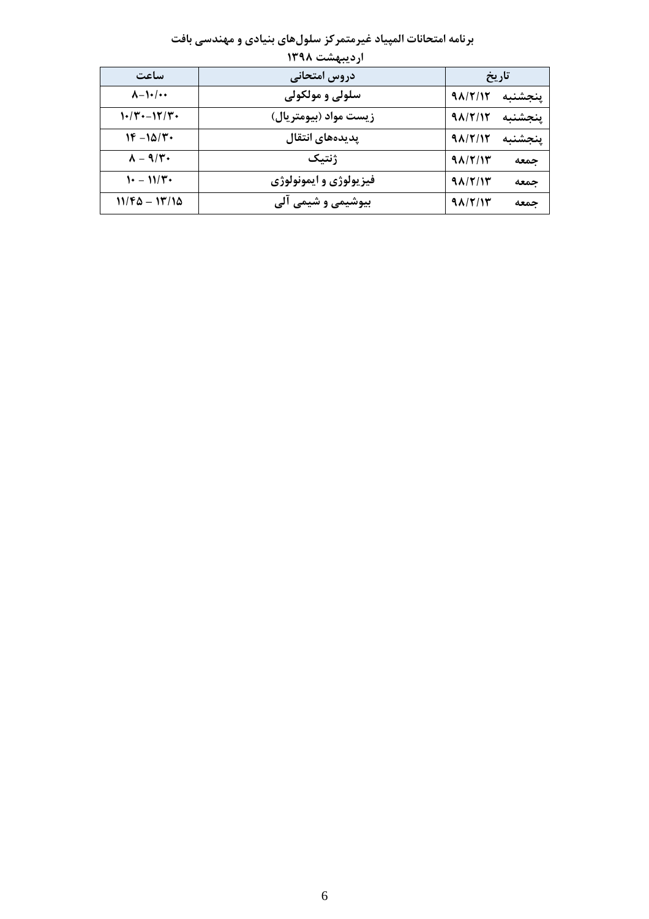**برنامه امتحانات المپیاد غیرمتمرکز سلول‌های بنیادی و مهندسی بافت**

**اردیبهشت ۱۳۹۸**

| تاریخ | دروس امتحانی | ساعت |
|---|---|---|
| پنجشنبه ۹۸/۲/۱۲ | سلولی و مولکولی | ۸-۱۰/۰۰ |
| پنجشنبه ۹۸/۲/۱۲ | زیست مواد (بیومتریال) | ۱۰/۳۰-۱۲/۳۰ |
| پنجشنبه ۹۸/۲/۱۲ | پدیده‌های انتقال | ۱۴ -۱۵/۳۰ |
| جمعه ۹۸/۲/۱۳ | ژنتیک | ۸ - ۹/۳۰ |
| جمعه ۹۸/۲/۱۳ | فیزیولوژی و ایمونولوژی | ۱۰ - ۱۱/۳۰ |
| جمعه ۹۸/۲/۱۳ | بیوشیمی و شیمی آلی | ۱۱/۴۵ – ۱۳/۱۵ |